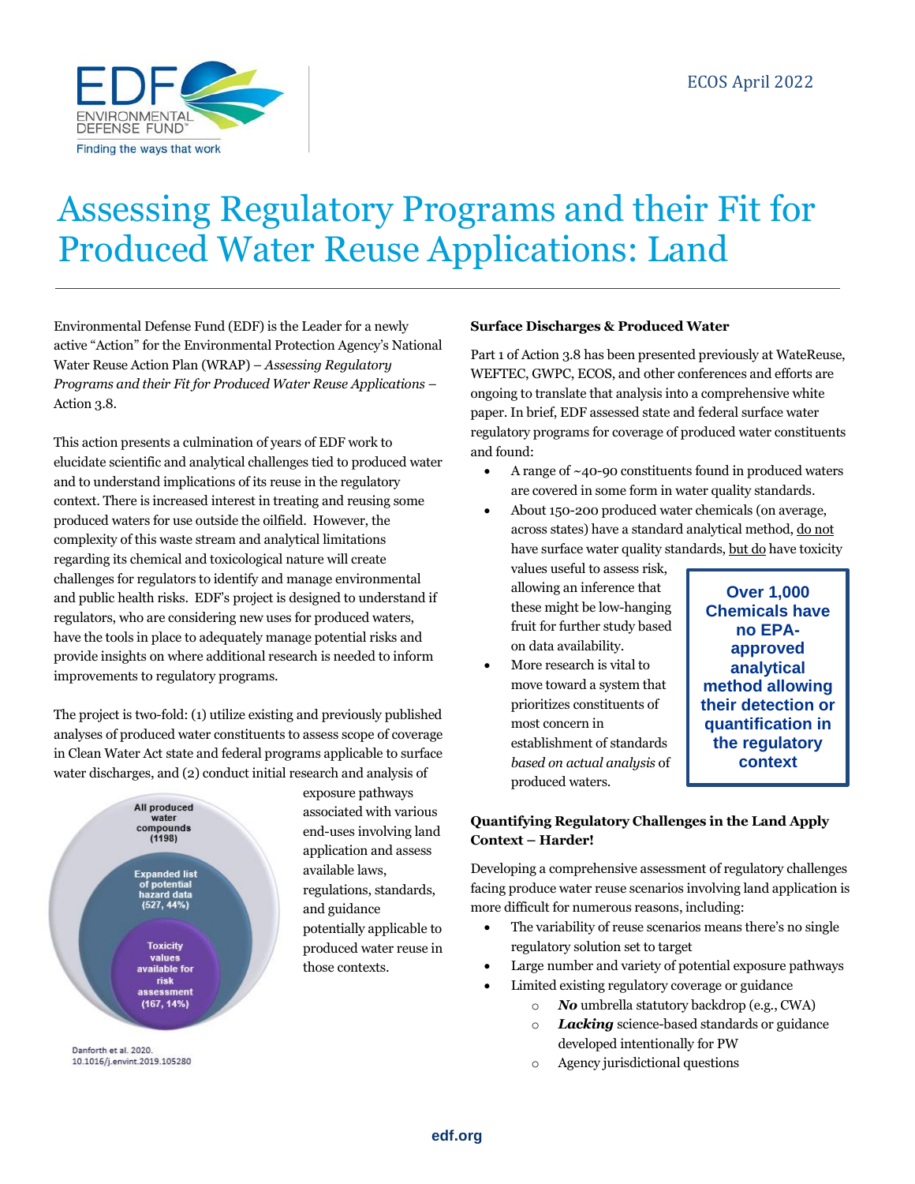ECOS April 2022

# Assessing Regulatory Programs and their Fit for Produced Water Reuse Applications: Land

Environmental Defense Fund (EDF) is the Leader for a newly active "Action" for the Environmental Protection Agency's National Water Reuse Action Plan (WRAP) – *Assessing Regulatory Programs and their Fit for Produced Water Reuse Applications* – Action 3.8.

This action presents a culmination of years of EDF work to elucidate scientific and analytical challenges tied to produced water and to understand implications of its reuse in the regulatory context. There is increased interest in treating and reusing some produced waters for use outside the oilfield. However, the complexity of this waste stream and analytical limitations regarding its chemical and toxicological nature will create challenges for regulators to identify and manage environmental and public health risks. EDF's project is designed to understand if regulators, who are considering new uses for produced waters, have the tools in place to adequately manage potential risks and provide insights on where additional research is needed to inform improvements to regulatory programs.

The project is two-fold: (1) utilize existing and previously published analyses of produced water constituents to assess scope of coverage in Clean Water Act state and federal programs applicable to surface water discharges, and (2) conduct initial research and analysis of exposure pathways associated with various end-uses involving land application and assess available laws, regulations, standards, and guidance potentially applicable to produced water reuse in those contexts.

All produced water compounds (1198)

Expanded list of potential hazard data (527, 44%)

Toxicity values available for risk assessment (167, 14%)

Danforth et al. 2020. 10.1016/j.envint.2019.105280

### Surface Discharges & Produced Water

Part 1 of Action 3.8 has been presented previously at WateReuse, WEFTEC, GWPC, ECOS, and other conferences and efforts are ongoing to translate that analysis into a comprehensive white paper. In brief, EDF assessed state and federal surface water regulatory programs for coverage of produced water constituents and found:

- A range of ~40-90 constituents found in produced waters are covered in some form in water quality standards.
- About 150-200 produced water chemicals (on average, across states) have a standard analytical method, do not have surface water quality standards, but do have toxicity values useful to assess risk, allowing an inference that these might be low-hanging fruit for further study based on data availability.
- More research is vital to move toward a system that prioritizes constituents of most concern in establishment of standards *based on actual analysis* of produced waters.

**Over 1,000 Chemicals have no EPA-approved analytical method allowing their detection or quantification in the regulatory context**

### Quantifying Regulatory Challenges in the Land Apply Context – Harder!

Developing a comprehensive assessment of regulatory challenges facing produce water reuse scenarios involving land application is more difficult for numerous reasons, including:

- The variability of reuse scenarios means there's no single regulatory solution set to target
- Large number and variety of potential exposure pathways
- Limited existing regulatory coverage or guidance
    - ***No*** umbrella statutory backdrop (e.g., CWA)
    - ***Lacking*** science-based standards or guidance developed intentionally for PW
    - Agency jurisdictional questions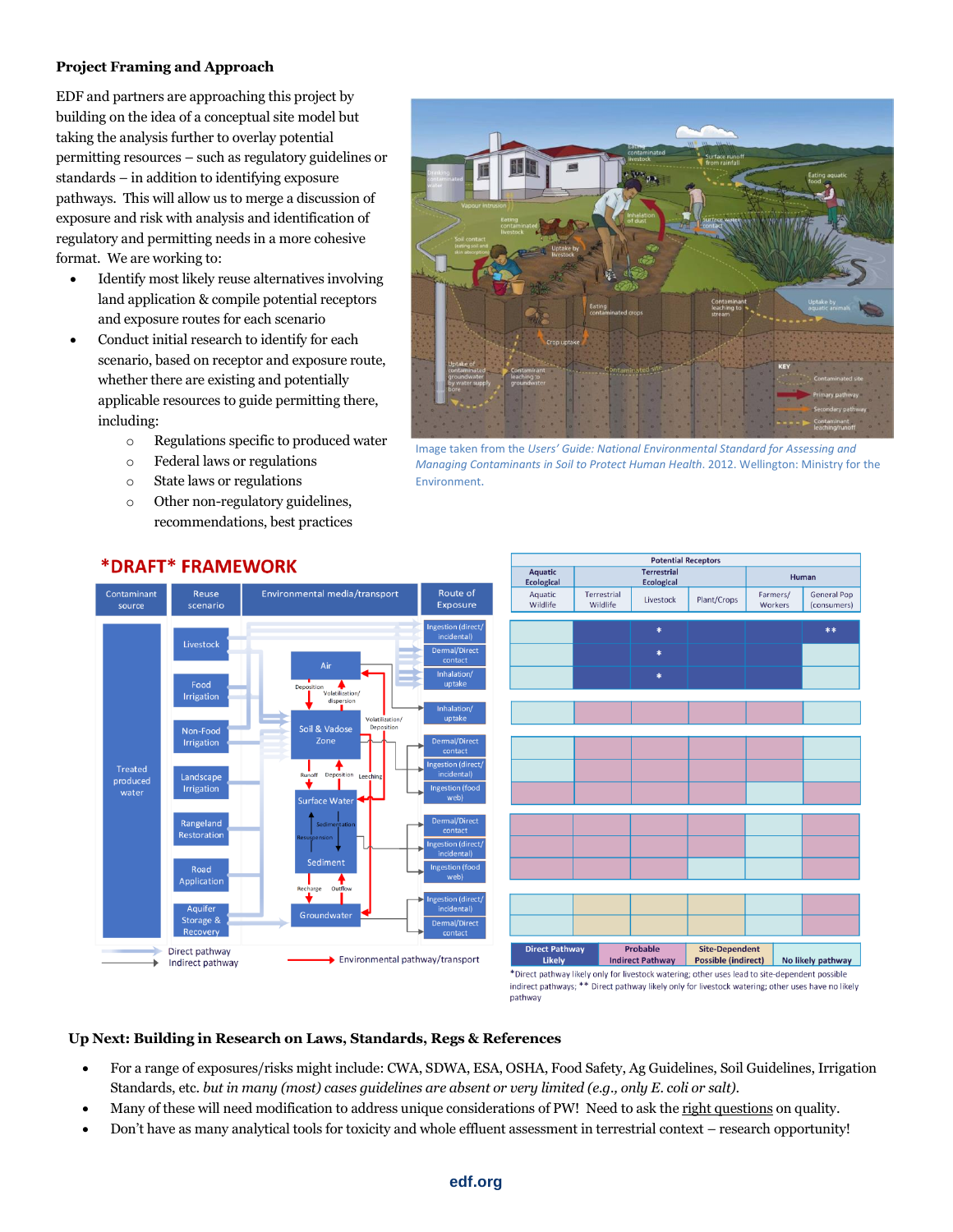### Project Framing and Approach

EDF and partners are approaching this project by building on the idea of a conceptual site model but taking the analysis further to overlay potential permitting resources – such as regulatory guidelines or standards – in addition to identifying exposure pathways. This will allow us to merge a discussion of exposure and risk with analysis and identification of regulatory and permitting needs in a more cohesive format. We are working to:

- Identify most likely reuse alternatives involving land application & compile potential receptors and exposure routes for each scenario
- Conduct initial research to identify for each scenario, based on receptor and exposure route, whether there are existing and potentially applicable resources to guide permitting there, including:
  - Regulations specific to produced water
  - Federal laws or regulations
  - State laws or regulations
  - Other non-regulatory guidelines, recommendations, best practices

Image taken from the *Users' Guide: National Environmental Standard for Assessing and Managing Contaminants in Soil to Protect Human Health*. 2012. Wellington: Ministry for the Environment.

## *DRAFT* FRAMEWORK

Contaminant source | Reuse scenario | Environmental media/transport | Route of Exposure

Treated produced water

Livestock
Food Irrigation
Non-Food Irrigation
Landscape Irrigation
Rangeland Restoration
Road Application
Aquifer Storage & Recovery

Air
Deposition
Volatilization/dispersion
Soil & Vadose Zone
Volatilization/Deposition
Runoff
Deposition
Leeching
Surface Water
Sedimentation
Resuspension
Sediment
Recharge
Outflow
Groundwater

Ingestion (direct/incidental)
Dermal/Direct contact
Inhalation/uptake
Inhalation/uptake
Dermal/Direct contact
Ingestion (direct/incidental)
Ingestion (food web)
Dermal/Direct contact
Ingestion (direct/incidental)
Ingestion (food web)
Ingestion (direct/incidental)
Dermal/Direct contact

Direct pathway
Indirect pathway
Environmental pathway/transport

Potential Receptors

Aquatic Ecological: Aquatic Wildlife
Terrestrial Ecological: Terrestrial Wildlife, Livestock, Plant/Crops
Human: Farmers/Workers, General Pop (consumers)

Direct Pathway Likely | Probable Indirect Pathway | Site-Dependent Possible (indirect) | No likely pathway

*Direct pathway likely only for livestock watering; other uses lead to site-dependent possible indirect pathways; ** Direct pathway likely only for livestock watering; other uses have no likely pathway

### Up Next: Building in Research on Laws, Standards, Regs & References

- For a range of exposures/risks might include: CWA, SDWA, ESA, OSHA, Food Safety, Ag Guidelines, Soil Guidelines, Irrigation Standards, etc. *but in many (most) cases guidelines are absent or very limited (e.g., only E. coli or salt).*
- Many of these will need modification to address unique considerations of PW! Need to ask the right questions on quality.
- Don't have as many analytical tools for toxicity and whole effluent assessment in terrestrial context – research opportunity!

edf.org